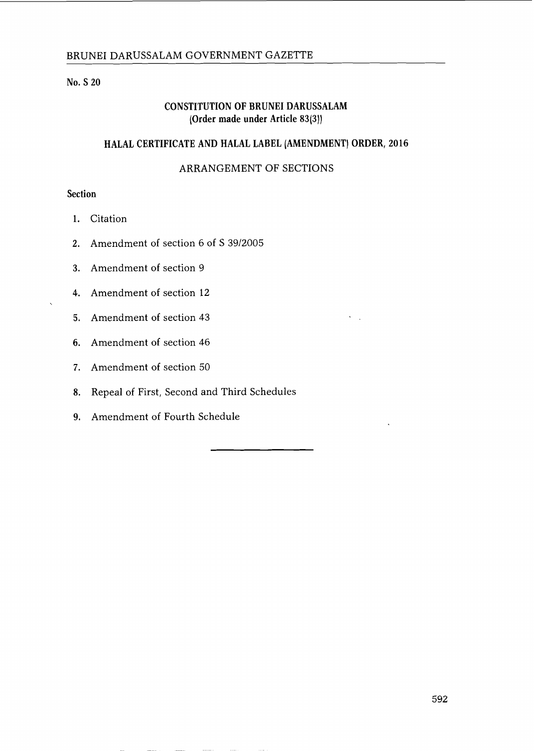No. S 20

## CONSTITUTION OF BRUNEI DARUSSALAM
### (Order made under Article 83(3))

## HALAL CERTIFICATE AND HALAL LABEL (AMENDMENT) ORDER, 2016

### ARRANGEMENT OF SECTIONS

**Section**

1. Citation
2. Amendment of section 6 of S 39/2005
3. Amendment of section 9
4. Amendment of section 12
5. Amendment of section 43
6. Amendment of section 46
7. Amendment of section 50
8. Repeal of First, Second and Third Schedules
9. Amendment of Fourth Schedule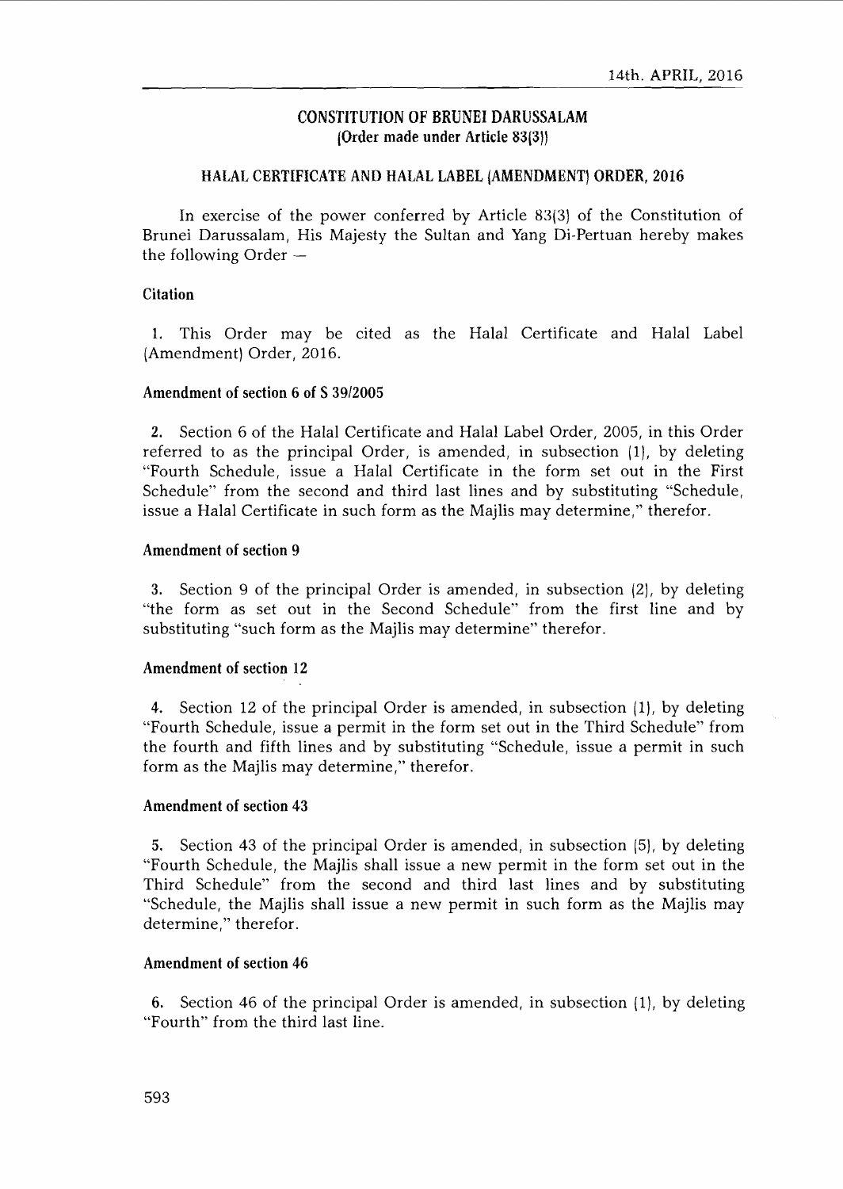## CONSTITUTION OF BRUNEI DARUSSALAM
### (Order made under Article 83(3))

### HALAL CERTIFICATE AND HALAL LABEL (AMENDMENT) ORDER, 2016

In exercise of the power conferred by Article 83(3) of the Constitution of Brunei Darussalam, His Majesty the Sultan and Yang Di-Pertuan hereby makes the following Order —

**Citation**

1. This Order may be cited as the Halal Certificate and Halal Label (Amendment) Order, 2016.

**Amendment of section 6 of S 39/2005**

2. Section 6 of the Halal Certificate and Halal Label Order, 2005, in this Order referred to as the principal Order, is amended, in subsection (1), by deleting "Fourth Schedule, issue a Halal Certificate in the form set out in the First Schedule" from the second and third last lines and by substituting "Schedule, issue a Halal Certificate in such form as the Majlis may determine," therefor.

**Amendment of section 9**

3. Section 9 of the principal Order is amended, in subsection (2), by deleting "the form as set out in the Second Schedule" from the first line and by substituting "such form as the Majlis may determine" therefor.

**Amendment of section 12**

4. Section 12 of the principal Order is amended, in subsection (1), by deleting "Fourth Schedule, issue a permit in the form set out in the Third Schedule" from the fourth and fifth lines and by substituting "Schedule, issue a permit in such form as the Majlis may determine," therefor.

**Amendment of section 43**

5. Section 43 of the principal Order is amended, in subsection (5), by deleting "Fourth Schedule, the Majlis shall issue a new permit in the form set out in the Third Schedule" from the second and third last lines and by substituting "Schedule, the Majlis shall issue a new permit in such form as the Majlis may determine," therefor.

**Amendment of section 46**

6. Section 46 of the principal Order is amended, in subsection (1), by deleting "Fourth" from the third last line.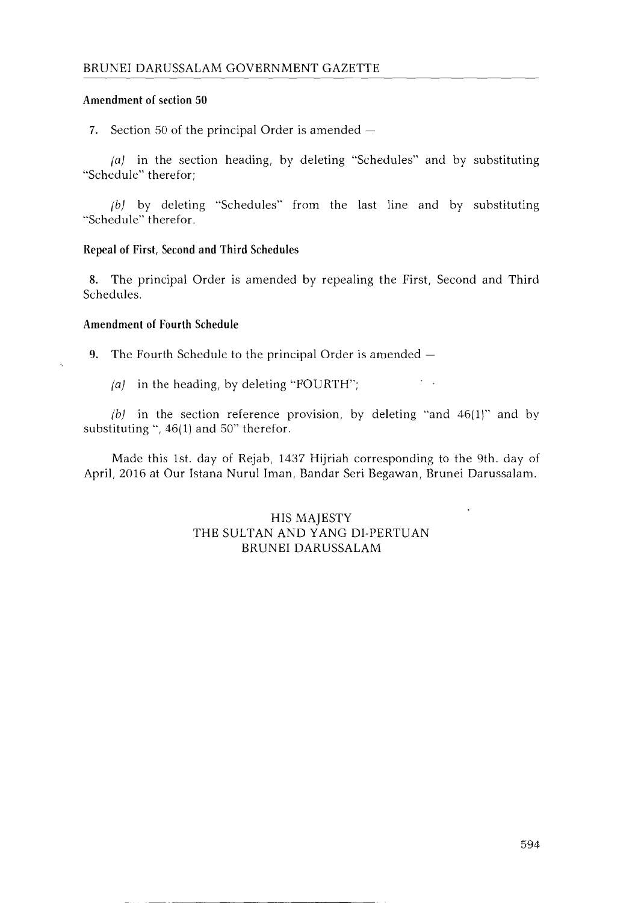**Amendment of section 50**

7. Section 50 of the principal Order is amended —

*(a)* in the section heading, by deleting "Schedules" and by substituting "Schedule" therefor;

*(b)* by deleting "Schedules" from the last line and by substituting "Schedule" therefor.

**Repeal of First, Second and Third Schedules**

8. The principal Order is amended by repealing the First, Second and Third Schedules.

**Amendment of Fourth Schedule**

9. The Fourth Schedule to the principal Order is amended —

*(a)* in the heading, by deleting "FOURTH";

*(b)* in the section reference provision, by deleting "and 46(1)" and by substituting ", 46(1) and 50" therefor.

Made this 1st. day of Rejab, 1437 Hijriah corresponding to the 9th. day of April, 2016 at Our Istana Nurul Iman, Bandar Seri Begawan, Brunei Darussalam.

HIS MAJESTY
THE SULTAN AND YANG DI-PERTUAN
BRUNEI DARUSSALAM